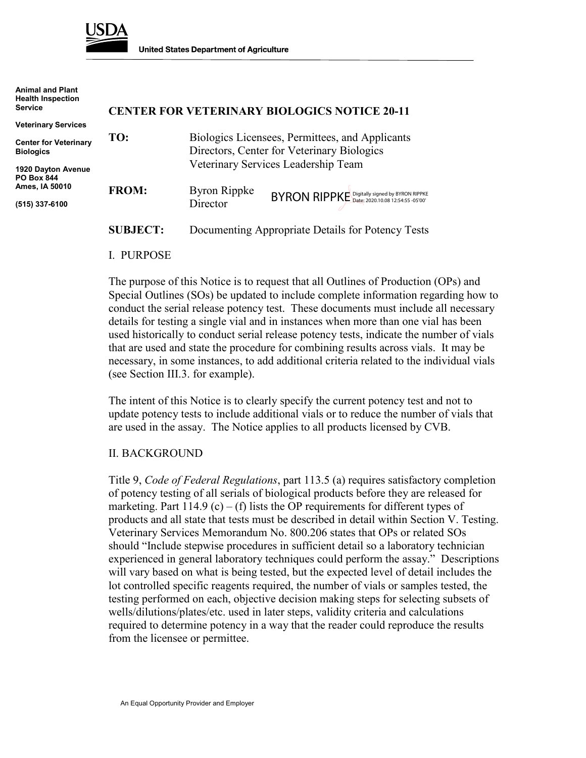USDA

United States Department of Agriculture

Animal and Plant Health Inspection Service

Veterinary Services

Center for Veterinary Biologics

1920 Dayton Avenue
PO Box 844
Ames, IA 50010

(515) 337-6100

## CENTER FOR VETERINARY BIOLOGICS NOTICE 20-11

**TO:** Biologics Licensees, Permittees, and Applicants
Directors, Center for Veterinary Biologics
Veterinary Services Leadership Team

**FROM:** Byron Rippke
Director

BYRON RIPPKE Digitally signed by BYRON RIPPKE Date: 2020.10.08 12:54:55 -05'00'

**SUBJECT:** Documenting Appropriate Details for Potency Tests

### I. PURPOSE

The purpose of this Notice is to request that all Outlines of Production (OPs) and Special Outlines (SOs) be updated to include complete information regarding how to conduct the serial release potency test. These documents must include all necessary details for testing a single vial and in instances when more than one vial has been used historically to conduct serial release potency tests, indicate the number of vials that are used and state the procedure for combining results across vials. It may be necessary, in some instances, to add additional criteria related to the individual vials (see Section III.3. for example).

The intent of this Notice is to clearly specify the current potency test and not to update potency tests to include additional vials or to reduce the number of vials that are used in the assay. The Notice applies to all products licensed by CVB.

### II. BACKGROUND

Title 9, *Code of Federal Regulations*, part 113.5 (a) requires satisfactory completion of potency testing of all serials of biological products before they are released for marketing. Part 114.9 (c) – (f) lists the OP requirements for different types of products and all state that tests must be described in detail within Section V. Testing. Veterinary Services Memorandum No. 800.206 states that OPs or related SOs should "Include stepwise procedures in sufficient detail so a laboratory technician experienced in general laboratory techniques could perform the assay." Descriptions will vary based on what is being tested, but the expected level of detail includes the lot controlled specific reagents required, the number of vials or samples tested, the testing performed on each, objective decision making steps for selecting subsets of wells/dilutions/plates/etc. used in later steps, validity criteria and calculations required to determine potency in a way that the reader could reproduce the results from the licensee or permittee.

An Equal Opportunity Provider and Employer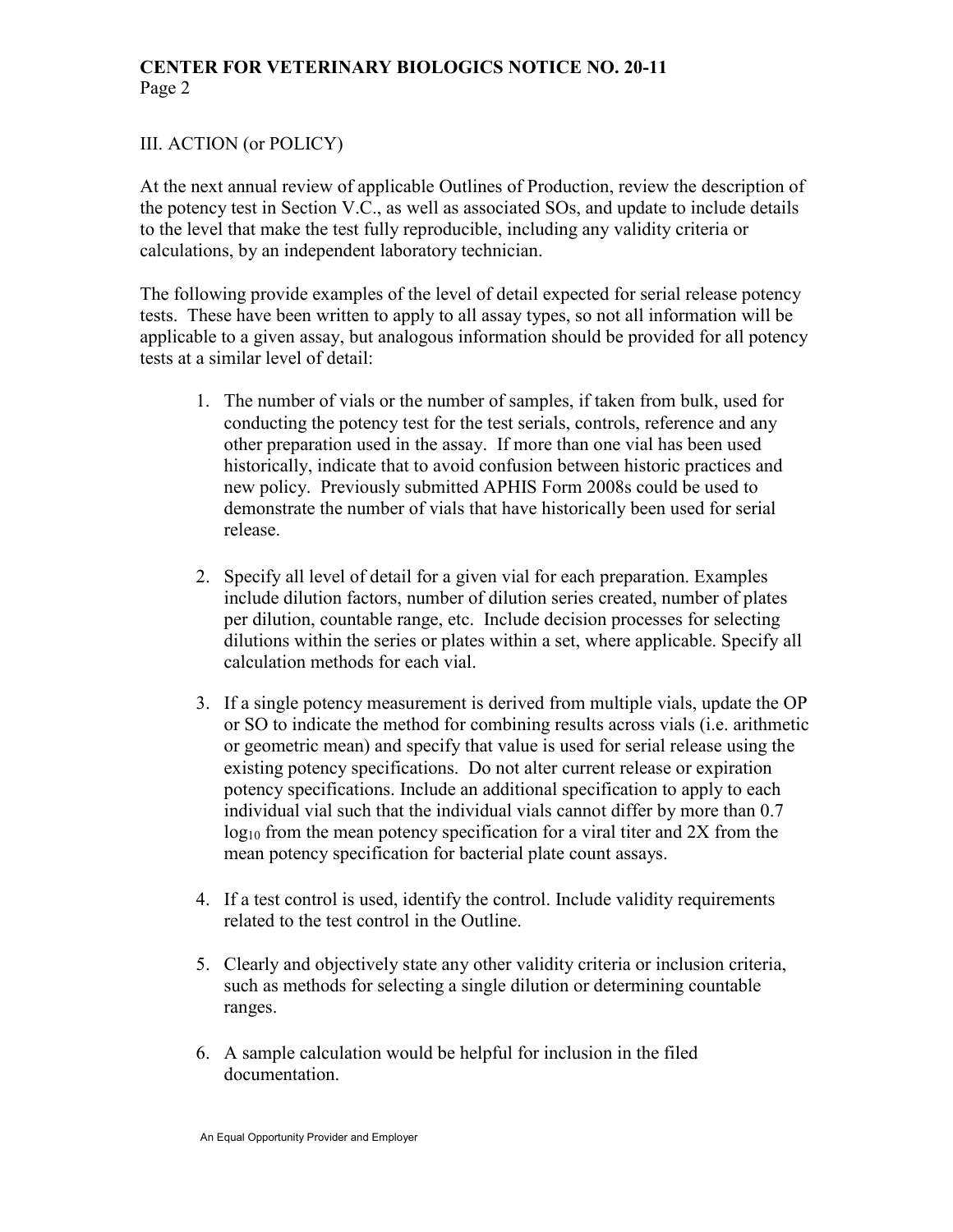## III. ACTION (or POLICY)

At the next annual review of applicable Outlines of Production, review the description of the potency test in Section V.C., as well as associated SOs, and update to include details to the level that make the test fully reproducible, including any validity criteria or calculations, by an independent laboratory technician.

The following provide examples of the level of detail expected for serial release potency tests. These have been written to apply to all assay types, so not all information will be applicable to a given assay, but analogous information should be provided for all potency tests at a similar level of detail:

1. The number of vials or the number of samples, if taken from bulk, used for conducting the potency test for the test serials, controls, reference and any other preparation used in the assay. If more than one vial has been used historically, indicate that to avoid confusion between historic practices and new policy. Previously submitted APHIS Form 2008s could be used to demonstrate the number of vials that have historically been used for serial release.

2. Specify all level of detail for a given vial for each preparation. Examples include dilution factors, number of dilution series created, number of plates per dilution, countable range, etc. Include decision processes for selecting dilutions within the series or plates within a set, where applicable. Specify all calculation methods for each vial.

3. If a single potency measurement is derived from multiple vials, update the OP or SO to indicate the method for combining results across vials (i.e. arithmetic or geometric mean) and specify that value is used for serial release using the existing potency specifications. Do not alter current release or expiration potency specifications. Include an additional specification to apply to each individual vial such that the individual vials cannot differ by more than 0.7 $\log_{10}$ from the mean potency specification for a viral titer and 2X from the mean potency specification for bacterial plate count assays.

4. If a test control is used, identify the control. Include validity requirements related to the test control in the Outline.

5. Clearly and objectively state any other validity criteria or inclusion criteria, such as methods for selecting a single dilution or determining countable ranges.

6. A sample calculation would be helpful for inclusion in the filed documentation.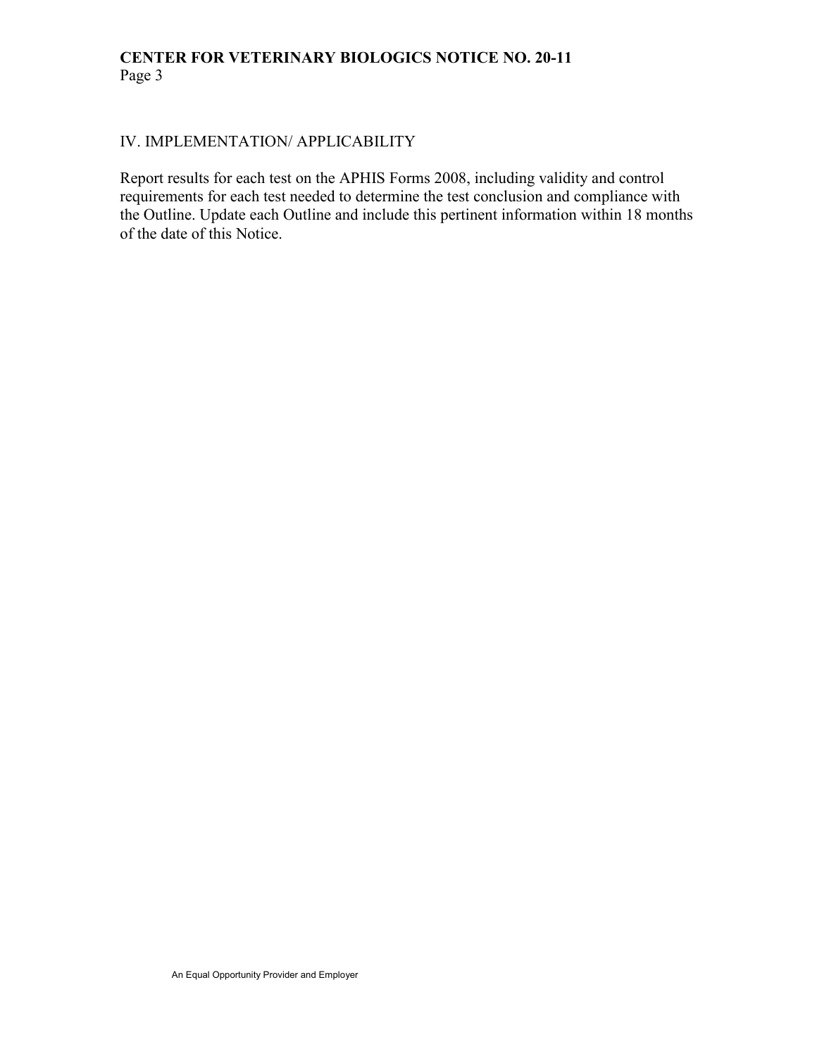## IV. IMPLEMENTATION/ APPLICABILITY

Report results for each test on the APHIS Forms 2008, including validity and control requirements for each test needed to determine the test conclusion and compliance with the Outline. Update each Outline and include this pertinent information within 18 months of the date of this Notice.